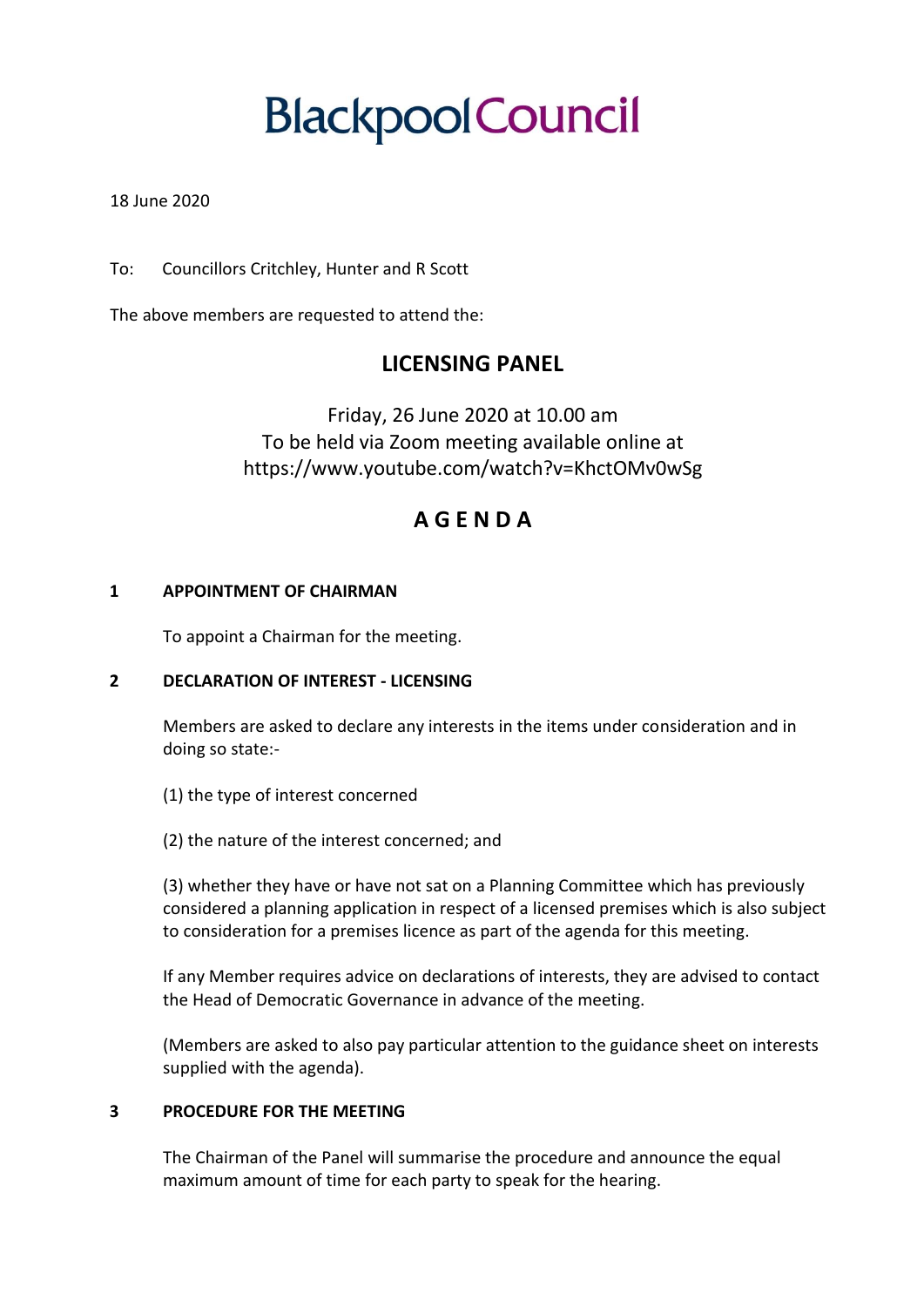# Blackpool Council

18 June 2020

To: Councillors Critchley, Hunter and R Scott

The above members are requested to attend the:

## LICENSING PANEL

Friday, 26 June 2020 at 10.00 am
To be held via Zoom meeting available online at
https://www.youtube.com/watch?v=KhctOMv0wSg

## A G E N D A

**1 APPOINTMENT OF CHAIRMAN**

To appoint a Chairman for the meeting.

**2 DECLARATION OF INTEREST - LICENSING**

Members are asked to declare any interests in the items under consideration and in doing so state:-

(1) the type of interest concerned

(2) the nature of the interest concerned; and

(3) whether they have or have not sat on a Planning Committee which has previously considered a planning application in respect of a licensed premises which is also subject to consideration for a premises licence as part of the agenda for this meeting.

If any Member requires advice on declarations of interests, they are advised to contact the Head of Democratic Governance in advance of the meeting.

(Members are asked to also pay particular attention to the guidance sheet on interests supplied with the agenda).

**3 PROCEDURE FOR THE MEETING**

The Chairman of the Panel will summarise the procedure and announce the equal maximum amount of time for each party to speak for the hearing.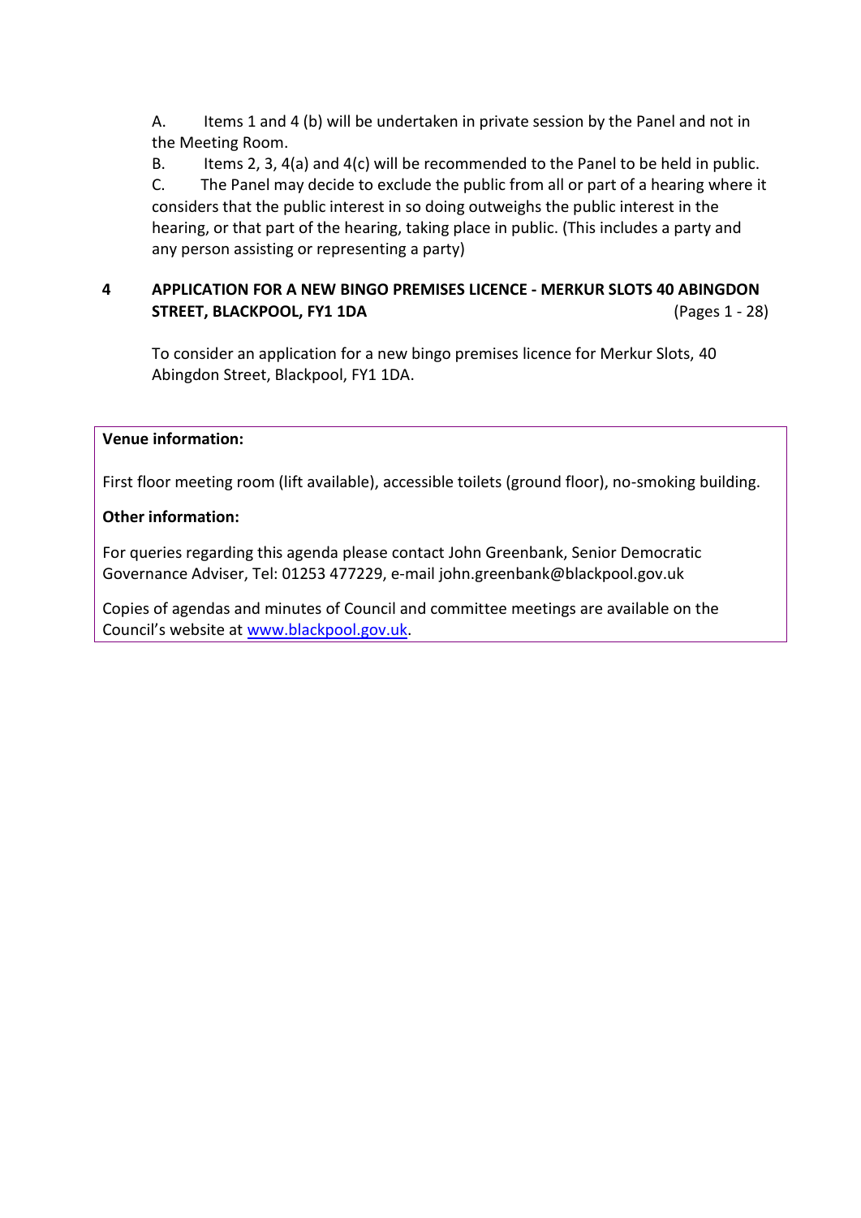A. Items 1 and 4 (b) will be undertaken in private session by the Panel and not in the Meeting Room.

B. Items 2, 3, 4(a) and 4(c) will be recommended to the Panel to be held in public.

C. The Panel may decide to exclude the public from all or part of a hearing where it considers that the public interest in so doing outweighs the public interest in the hearing, or that part of the hearing, taking place in public. (This includes a party and any person assisting or representing a party)

**4 APPLICATION FOR A NEW BINGO PREMISES LICENCE - MERKUR SLOTS 40 ABINGDON STREET, BLACKPOOL, FY1 1DA** (Pages 1 - 28)

To consider an application for a new bingo premises licence for Merkur Slots, 40 Abingdon Street, Blackpool, FY1 1DA.

**Venue information:**

First floor meeting room (lift available), accessible toilets (ground floor), no-smoking building.

**Other information:**

For queries regarding this agenda please contact John Greenbank, Senior Democratic Governance Adviser, Tel: 01253 477229, e-mail john.greenbank@blackpool.gov.uk

Copies of agendas and minutes of Council and committee meetings are available on the Council's website at www.blackpool.gov.uk.